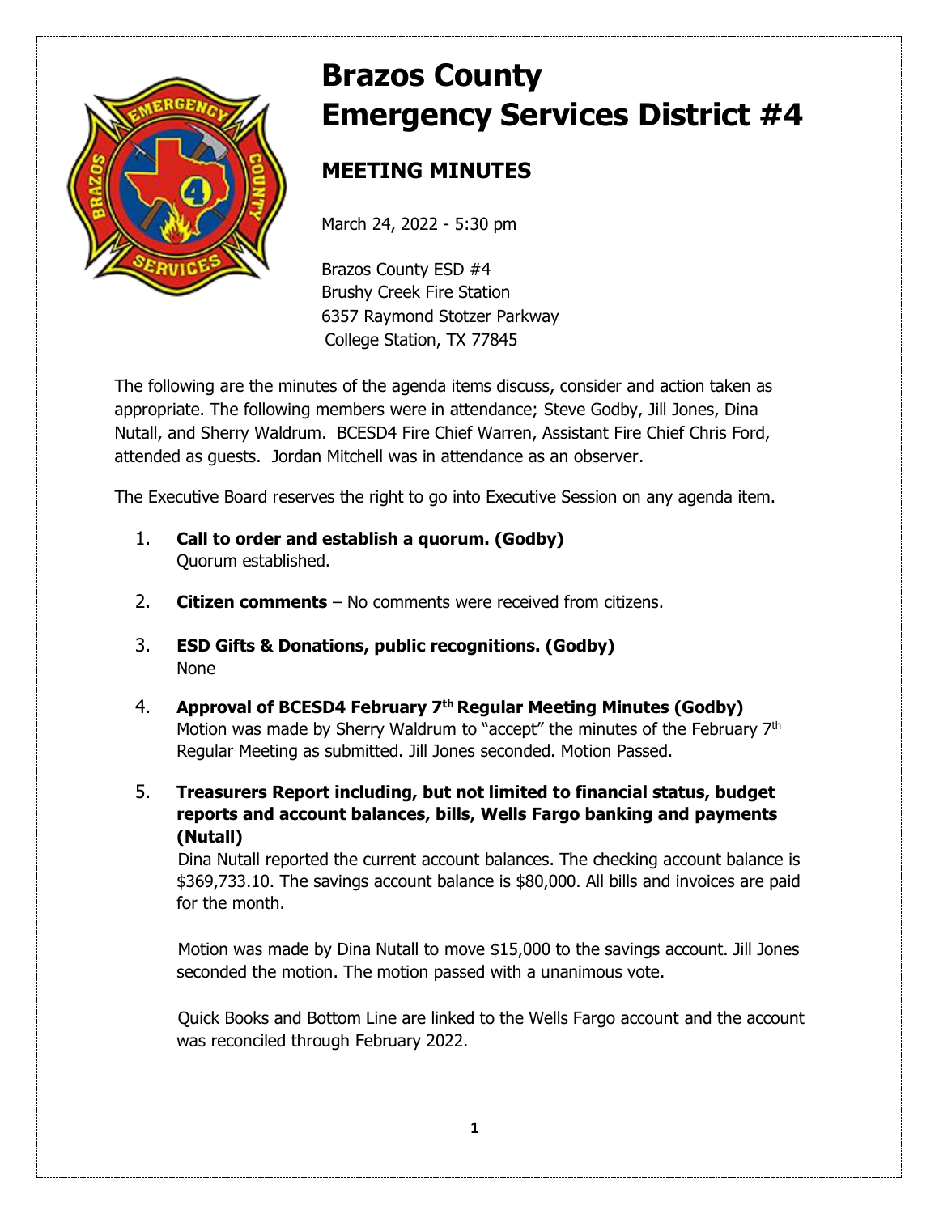# Brazos County Emergency Services District #4

## MEETING MINUTES

March 24, 2022 - 5:30 pm

Brazos County ESD #4
Brushy Creek Fire Station
6357 Raymond Stotzer Parkway
College Station, TX 77845

The following are the minutes of the agenda items discuss, consider and action taken as appropriate. The following members were in attendance; Steve Godby, Jill Jones, Dina Nutall, and Sherry Waldrum. BCESD4 Fire Chief Warren, Assistant Fire Chief Chris Ford, attended as guests. Jordan Mitchell was in attendance as an observer.

The Executive Board reserves the right to go into Executive Session on any agenda item.

1. **Call to order and establish a quorum. (Godby)**
   Quorum established.

2. **Citizen comments** – No comments were received from citizens.

3. **ESD Gifts & Donations, public recognitions. (Godby)**
   None

4. **Approval of BCESD4 February 7th Regular Meeting Minutes (Godby)**
   Motion was made by Sherry Waldrum to "accept" the minutes of the February 7th Regular Meeting as submitted. Jill Jones seconded. Motion Passed.

5. **Treasurers Report including, but not limited to financial status, budget reports and account balances, bills, Wells Fargo banking and payments (Nutall)**
   Dina Nutall reported the current account balances. The checking account balance is $369,733.10. The savings account balance is $80,000. All bills and invoices are paid for the month.

   Motion was made by Dina Nutall to move $15,000 to the savings account. Jill Jones seconded the motion. The motion passed with a unanimous vote.

   Quick Books and Bottom Line are linked to the Wells Fargo account and the account was reconciled through February 2022.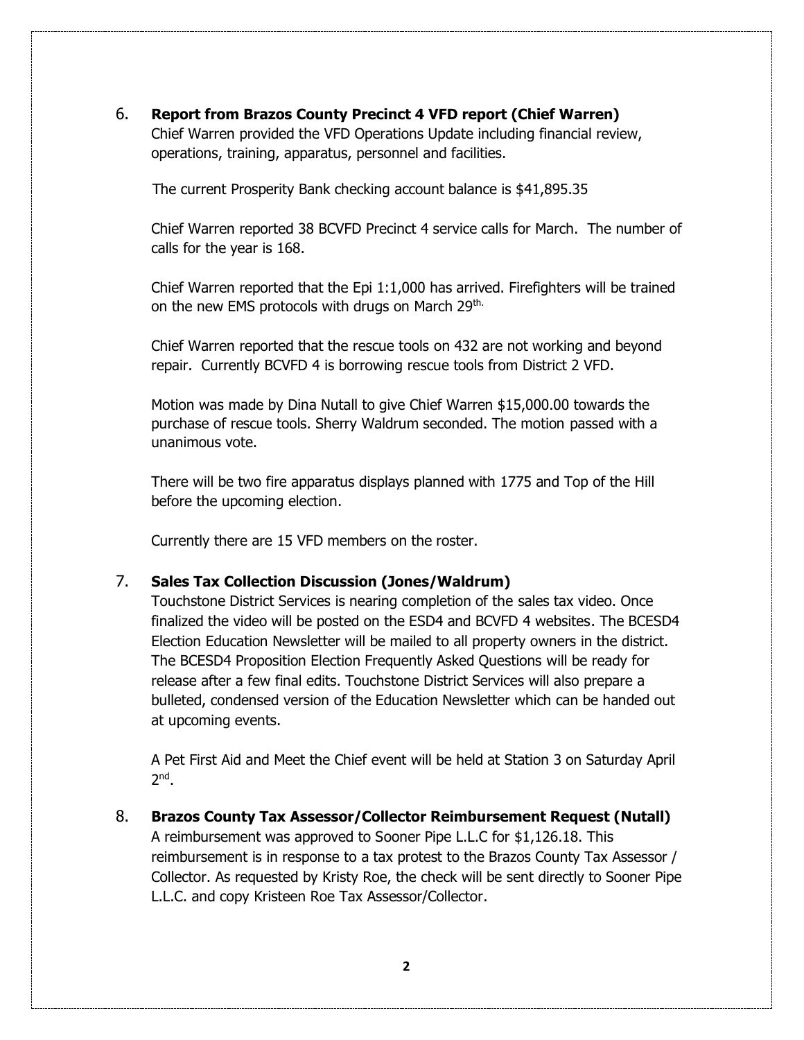6. **Report from Brazos County Precinct 4 VFD report (Chief Warren)**
   Chief Warren provided the VFD Operations Update including financial review, operations, training, apparatus, personnel and facilities.

   The current Prosperity Bank checking account balance is $41,895.35

   Chief Warren reported 38 BCVFD Precinct 4 service calls for March. The number of calls for the year is 168.

   Chief Warren reported that the Epi 1:1,000 has arrived. Firefighters will be trained on the new EMS protocols with drugs on March 29th.

   Chief Warren reported that the rescue tools on 432 are not working and beyond repair. Currently BCVFD 4 is borrowing rescue tools from District 2 VFD.

   Motion was made by Dina Nutall to give Chief Warren $15,000.00 towards the purchase of rescue tools. Sherry Waldrum seconded. The motion passed with a unanimous vote.

   There will be two fire apparatus displays planned with 1775 and Top of the Hill before the upcoming election.

   Currently there are 15 VFD members on the roster.

7. **Sales Tax Collection Discussion (Jones/Waldrum)**
   Touchstone District Services is nearing completion of the sales tax video. Once finalized the video will be posted on the ESD4 and BCVFD 4 websites. The BCESD4 Election Education Newsletter will be mailed to all property owners in the district. The BCESD4 Proposition Election Frequently Asked Questions will be ready for release after a few final edits. Touchstone District Services will also prepare a bulleted, condensed version of the Education Newsletter which can be handed out at upcoming events.

   A Pet First Aid and Meet the Chief event will be held at Station 3 on Saturday April 2nd.

8. **Brazos County Tax Assessor/Collector Reimbursement Request (Nutall)**
   A reimbursement was approved to Sooner Pipe L.L.C for $1,126.18. This reimbursement is in response to a tax protest to the Brazos County Tax Assessor / Collector. As requested by Kristy Roe, the check will be sent directly to Sooner Pipe L.L.C. and copy Kristeen Roe Tax Assessor/Collector.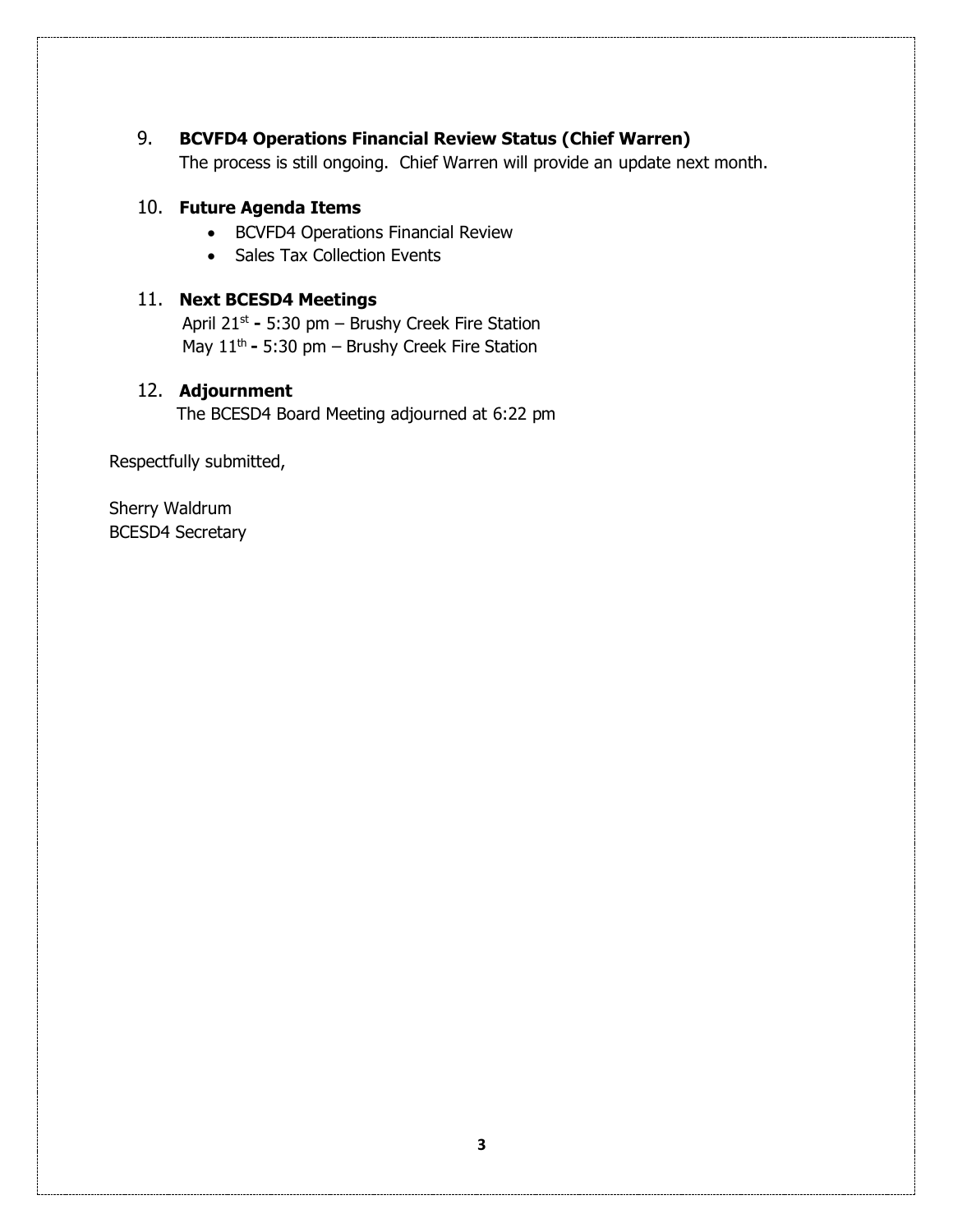9. **BCVFD4 Operations Financial Review Status (Chief Warren)**
   The process is still ongoing. Chief Warren will provide an update next month.

10. **Future Agenda Items**
    - BCVFD4 Operations Financial Review
    - Sales Tax Collection Events

11. **Next BCESD4 Meetings**
    April 21st **-** 5:30 pm – Brushy Creek Fire Station
    May 11th **-** 5:30 pm – Brushy Creek Fire Station

12. **Adjournment**
    The BCESD4 Board Meeting adjourned at 6:22 pm

Respectfully submitted,

Sherry Waldrum
BCESD4 Secretary